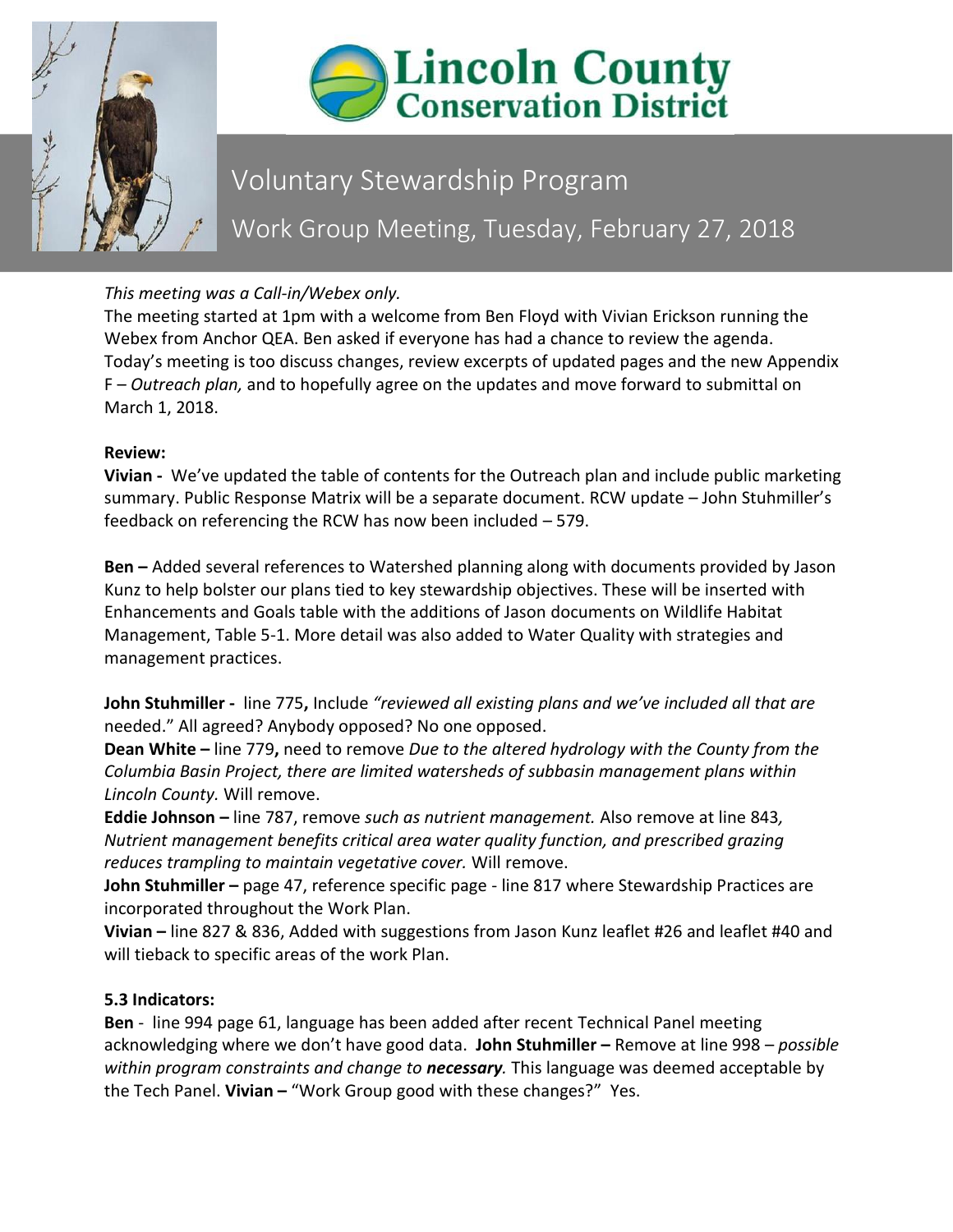# Lincoln County Conservation District

## Voluntary Stewardship Program

## Work Group Meeting, Tuesday, February 27, 2018

*This meeting was a Call-in/Webex only.*

The meeting started at 1pm with a welcome from Ben Floyd with Vivian Erickson running the Webex from Anchor QEA. Ben asked if everyone has had a chance to review the agenda. Today's meeting is too discuss changes, review excerpts of updated pages and the new Appendix F – *Outreach plan,* and to hopefully agree on the updates and move forward to submittal on March 1, 2018.

**Review:**

**Vivian -** We've updated the table of contents for the Outreach plan and include public marketing summary. Public Response Matrix will be a separate document. RCW update – John Stuhmiller's feedback on referencing the RCW has now been included – 579.

**Ben –** Added several references to Watershed planning along with documents provided by Jason Kunz to help bolster our plans tied to key stewardship objectives. These will be inserted with Enhancements and Goals table with the additions of Jason documents on Wildlife Habitat Management, Table 5-1. More detail was also added to Water Quality with strategies and management practices.

**John Stuhmiller -** line 775**,** Include *"reviewed all existing plans and we've included all that are* needed." All agreed? Anybody opposed? No one opposed.

**Dean White –** line 779**,** need to remove *Due to the altered hydrology with the County from the Columbia Basin Project, there are limited watersheds of subbasin management plans within Lincoln County.* Will remove.

**Eddie Johnson –** line 787, remove *such as nutrient management.* Also remove at line 843*, Nutrient management benefits critical area water quality function, and prescribed grazing reduces trampling to maintain vegetative cover.* Will remove.

**John Stuhmiller –** page 47, reference specific page - line 817 where Stewardship Practices are incorporated throughout the Work Plan.

**Vivian –** line 827 & 836, Added with suggestions from Jason Kunz leaflet #26 and leaflet #40 and will tieback to specific areas of the work Plan.

**5.3 Indicators:**

**Ben** - line 994 page 61, language has been added after recent Technical Panel meeting acknowledging where we don't have good data. **John Stuhmiller –** Remove at line 998 – *possible within program constraints and change to* ***necessary****.* This language was deemed acceptable by the Tech Panel. **Vivian –** "Work Group good with these changes?" Yes.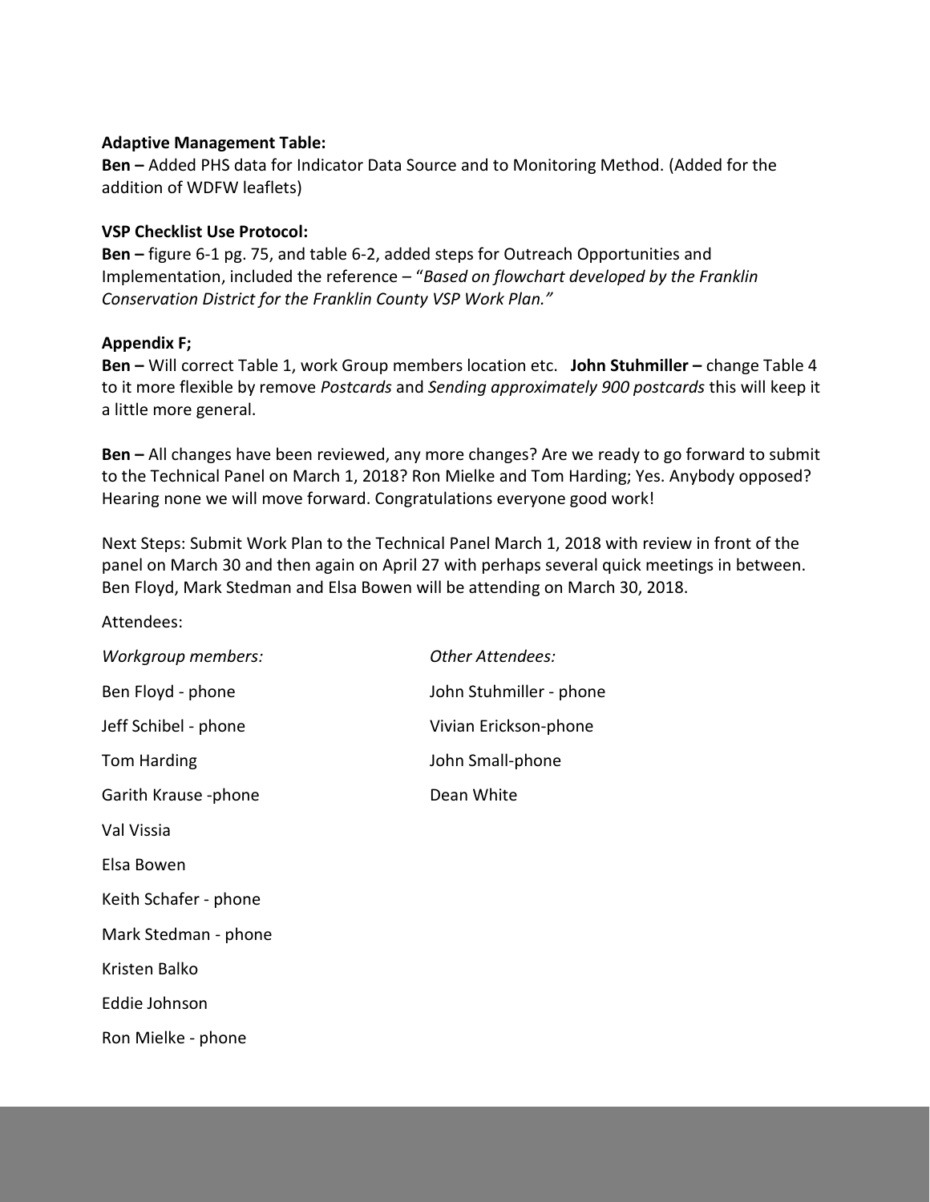**Adaptive Management Table:**

**Ben –** Added PHS data for Indicator Data Source and to Monitoring Method. (Added for the addition of WDFW leaflets)

**VSP Checklist Use Protocol:**

**Ben –** figure 6-1 pg. 75, and table 6-2, added steps for Outreach Opportunities and Implementation, included the reference – "*Based on flowchart developed by the Franklin Conservation District for the Franklin County VSP Work Plan."*

**Appendix F;**

**Ben –** Will correct Table 1, work Group members location etc. **John Stuhmiller –** change Table 4 to it more flexible by remove *Postcards* and *Sending approximately 900 postcards* this will keep it a little more general.

**Ben –** All changes have been reviewed, any more changes? Are we ready to go forward to submit to the Technical Panel on March 1, 2018? Ron Mielke and Tom Harding; Yes. Anybody opposed? Hearing none we will move forward. Congratulations everyone good work!

Next Steps: Submit Work Plan to the Technical Panel March 1, 2018 with review in front of the panel on March 30 and then again on April 27 with perhaps several quick meetings in between. Ben Floyd, Mark Stedman and Elsa Bowen will be attending on March 30, 2018.

Attendees:

| *Workgroup members:* | *Other Attendees:* |
|---|---|
| Ben Floyd - phone | John Stuhmiller - phone |
| Jeff Schibel - phone | Vivian Erickson-phone |
| Tom Harding | John Small-phone |
| Garith Krause -phone | Dean White |
| Val Vissia | |
| Elsa Bowen | |
| Keith Schafer - phone | |
| Mark Stedman - phone | |
| Kristen Balko | |
| Eddie Johnson | |
| Ron Mielke - phone | |